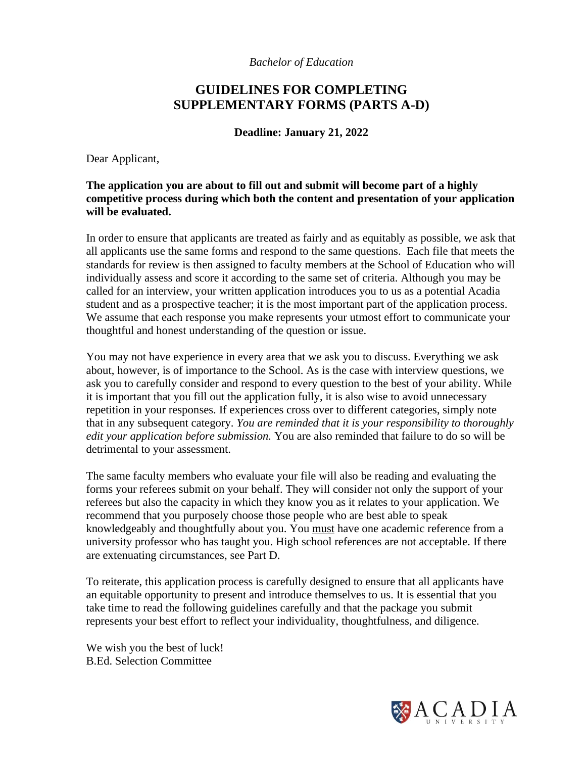*Bachelor of Education*

# GUIDELINES FOR COMPLETING SUPPLEMENTARY FORMS (PARTS A-D)

**Deadline: January 21, 2022**

Dear Applicant,

**The application you are about to fill out and submit will become part of a highly competitive process during which both the content and presentation of your application will be evaluated.**

In order to ensure that applicants are treated as fairly and as equitably as possible, we ask that all applicants use the same forms and respond to the same questions. Each file that meets the standards for review is then assigned to faculty members at the School of Education who will individually assess and score it according to the same set of criteria. Although you may be called for an interview, your written application introduces you to us as a potential Acadia student and as a prospective teacher; it is the most important part of the application process. We assume that each response you make represents your utmost effort to communicate your thoughtful and honest understanding of the question or issue.

You may not have experience in every area that we ask you to discuss. Everything we ask about, however, is of importance to the School. As is the case with interview questions, we ask you to carefully consider and respond to every question to the best of your ability. While it is important that you fill out the application fully, it is also wise to avoid unnecessary repetition in your responses. If experiences cross over to different categories, simply note that in any subsequent category. *You are reminded that it is your responsibility to thoroughly edit your application before submission.* You are also reminded that failure to do so will be detrimental to your assessment.

The same faculty members who evaluate your file will also be reading and evaluating the forms your referees submit on your behalf. They will consider not only the support of your referees but also the capacity in which they know you as it relates to your application. We recommend that you purposely choose those people who are best able to speak knowledgeably and thoughtfully about you. You must have one academic reference from a university professor who has taught you. High school references are not acceptable. If there are extenuating circumstances, see Part D.

To reiterate, this application process is carefully designed to ensure that all applicants have an equitable opportunity to present and introduce themselves to us. It is essential that you take time to read the following guidelines carefully and that the package you submit represents your best effort to reflect your individuality, thoughtfulness, and diligence.

We wish you the best of luck!
B.Ed. Selection Committee

ACADIA UNIVERSITY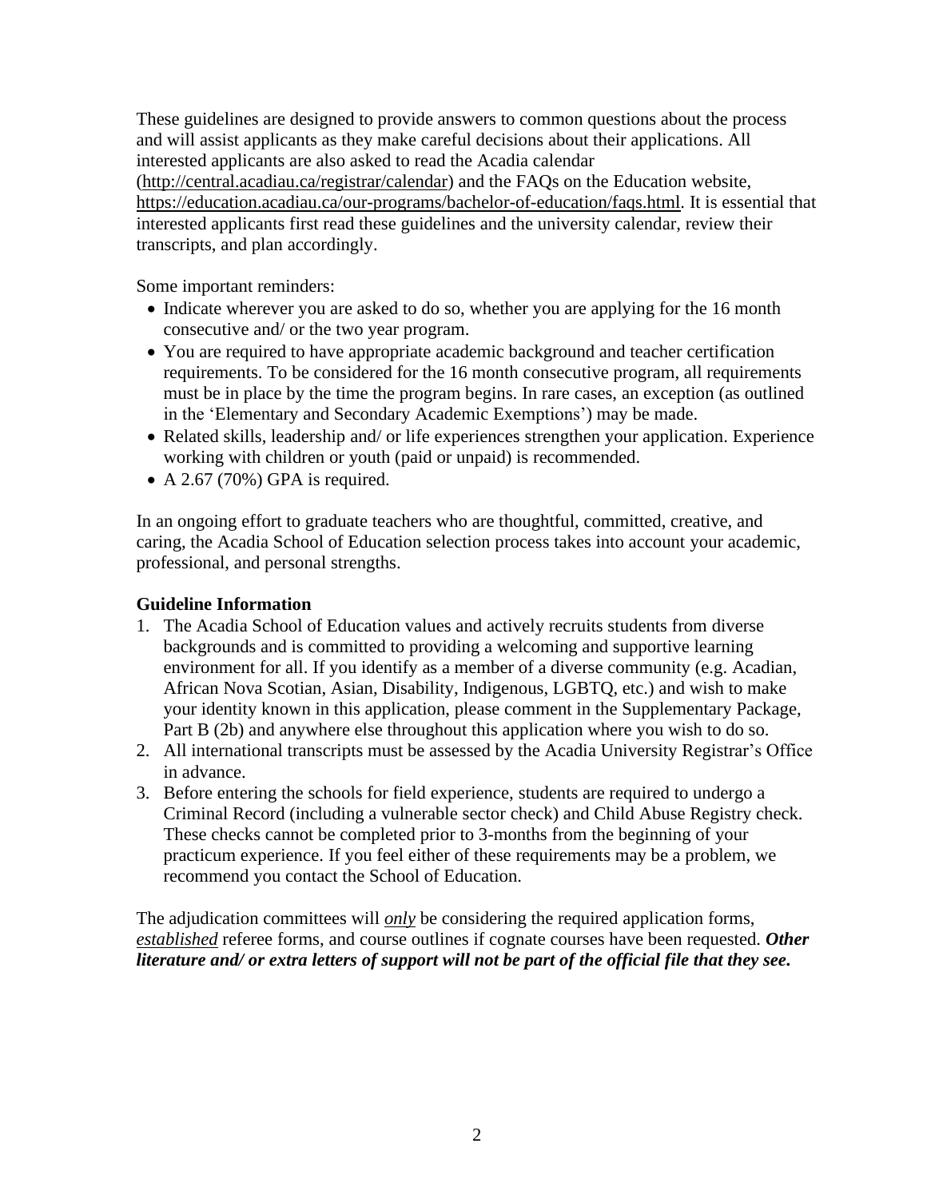These guidelines are designed to provide answers to common questions about the process and will assist applicants as they make careful decisions about their applications. All interested applicants are also asked to read the Acadia calendar (http://central.acadiau.ca/registrar/calendar) and the FAQs on the Education website, https://education.acadiau.ca/our-programs/bachelor-of-education/faqs.html. It is essential that interested applicants first read these guidelines and the university calendar, review their transcripts, and plan accordingly.

Some important reminders:

- Indicate wherever you are asked to do so, whether you are applying for the 16 month consecutive and/ or the two year program.
- You are required to have appropriate academic background and teacher certification requirements. To be considered for the 16 month consecutive program, all requirements must be in place by the time the program begins. In rare cases, an exception (as outlined in the 'Elementary and Secondary Academic Exemptions') may be made.
- Related skills, leadership and/ or life experiences strengthen your application. Experience working with children or youth (paid or unpaid) is recommended.
- A 2.67 (70%) GPA is required.

In an ongoing effort to graduate teachers who are thoughtful, committed, creative, and caring, the Acadia School of Education selection process takes into account your academic, professional, and personal strengths.

**Guideline Information**

1. The Acadia School of Education values and actively recruits students from diverse backgrounds and is committed to providing a welcoming and supportive learning environment for all. If you identify as a member of a diverse community (e.g. Acadian, African Nova Scotian, Asian, Disability, Indigenous, LGBTQ, etc.) and wish to make your identity known in this application, please comment in the Supplementary Package, Part B (2b) and anywhere else throughout this application where you wish to do so.
2. All international transcripts must be assessed by the Acadia University Registrar's Office in advance.
3. Before entering the schools for field experience, students are required to undergo a Criminal Record (including a vulnerable sector check) and Child Abuse Registry check. These checks cannot be completed prior to 3-months from the beginning of your practicum experience. If you feel either of these requirements may be a problem, we recommend you contact the School of Education.

The adjudication committees will *only* be considering the required application forms, *established* referee forms, and course outlines if cognate courses have been requested. ***Other literature and/ or extra letters of support will not be part of the official file that they see.***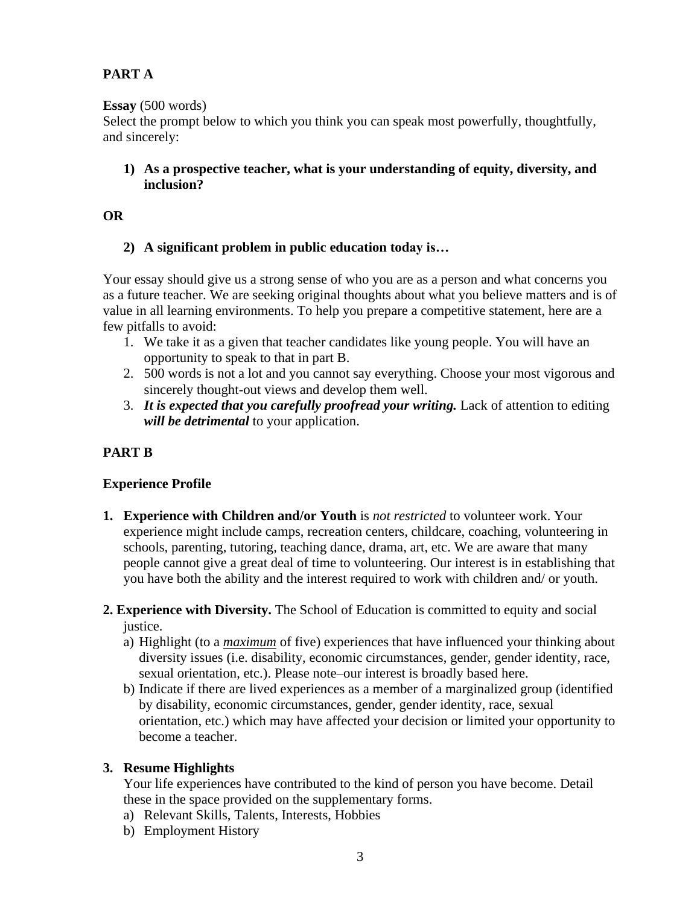## PART A

**Essay** (500 words)
Select the prompt below to which you think you can speak most powerfully, thoughtfully, and sincerely:

1) **As a prospective teacher, what is your understanding of equity, diversity, and inclusion?**

**OR**

2) **A significant problem in public education today is…**

Your essay should give us a strong sense of who you are as a person and what concerns you as a future teacher. We are seeking original thoughts about what you believe matters and is of value in all learning environments. To help you prepare a competitive statement, here are a few pitfalls to avoid:

1. We take it as a given that teacher candidates like young people. You will have an opportunity to speak to that in part B.
2. 500 words is not a lot and you cannot say everything. Choose your most vigorous and sincerely thought-out views and develop them well.
3. ***It is expected that you carefully proofread your writing.*** Lack of attention to editing ***will be detrimental*** to your application.

## PART B

**Experience Profile**

1. **Experience with Children and/or Youth** is *not restricted* to volunteer work. Your experience might include camps, recreation centers, childcare, coaching, volunteering in schools, parenting, tutoring, teaching dance, drama, art, etc. We are aware that many people cannot give a great deal of time to volunteering. Our interest is in establishing that you have both the ability and the interest required to work with children and/ or youth.

2. **Experience with Diversity.** The School of Education is committed to equity and social justice.
   a) Highlight (to a ***maximum*** of five) experiences that have influenced your thinking about diversity issues (i.e. disability, economic circumstances, gender, gender identity, race, sexual orientation, etc.). Please note–our interest is broadly based here.
   b) Indicate if there are lived experiences as a member of a marginalized group (identified by disability, economic circumstances, gender, gender identity, race, sexual orientation, etc.) which may have affected your decision or limited your opportunity to become a teacher.

3. **Resume Highlights**
   Your life experiences have contributed to the kind of person you have become. Detail these in the space provided on the supplementary forms.
   a) Relevant Skills, Talents, Interests, Hobbies
   b) Employment History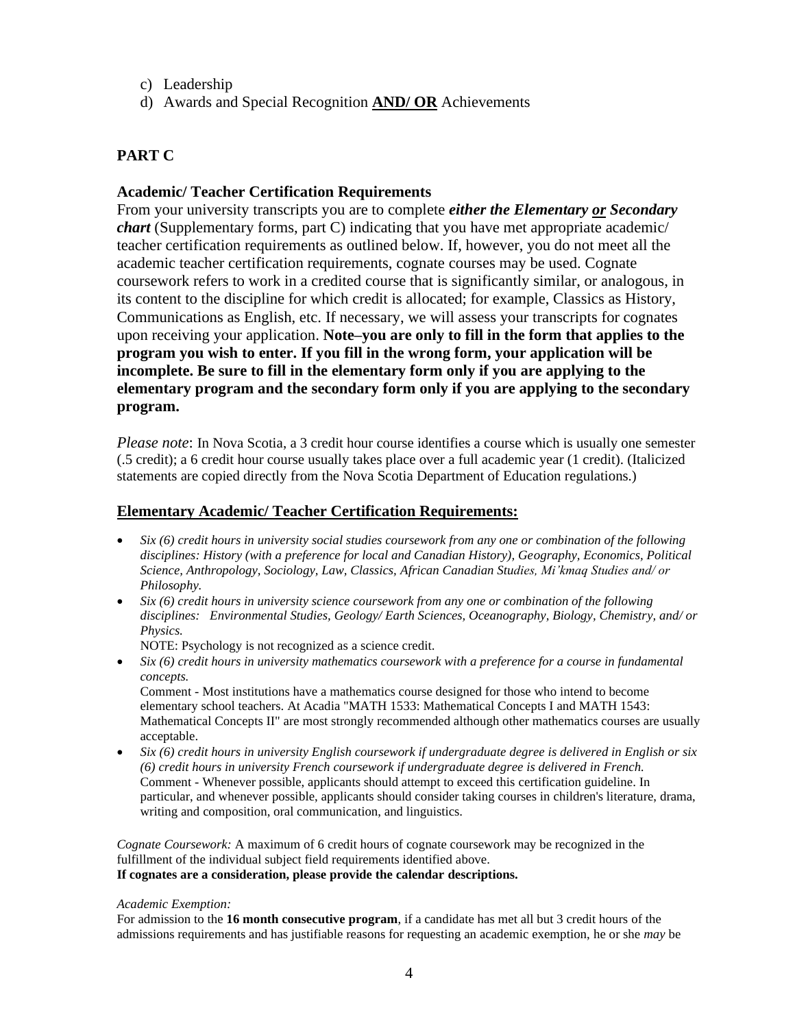c) Leadership
d) Awards and Special Recognition **AND/ OR** Achievements

## PART C

### Academic/ Teacher Certification Requirements

From your university transcripts you are to complete ***either the Elementary or Secondary chart*** (Supplementary forms, part C) indicating that you have met appropriate academic/ teacher certification requirements as outlined below. If, however, you do not meet all the academic teacher certification requirements, cognate courses may be used. Cognate coursework refers to work in a credited course that is significantly similar, or analogous, in its content to the discipline for which credit is allocated; for example, Classics as History, Communications as English, etc. If necessary, we will assess your transcripts for cognates upon receiving your application. **Note–you are only to fill in the form that applies to the program you wish to enter. If you fill in the wrong form, your application will be incomplete. Be sure to fill in the elementary form only if you are applying to the elementary program and the secondary form only if you are applying to the secondary program.**

*Please note*: In Nova Scotia, a 3 credit hour course identifies a course which is usually one semester (.5 credit); a 6 credit hour course usually takes place over a full academic year (1 credit). (Italicized statements are copied directly from the Nova Scotia Department of Education regulations.)

### Elementary Academic/ Teacher Certification Requirements:

- *Six (6) credit hours in university social studies coursework from any one or combination of the following disciplines: History (with a preference for local and Canadian History), Geography, Economics, Political Science, Anthropology, Sociology, Law, Classics, African Canadian Studies, Mi'kmaq Studies and/ or Philosophy.*
- *Six (6) credit hours in university science coursework from any one or combination of the following disciplines: Environmental Studies, Geology/ Earth Sciences, Oceanography, Biology, Chemistry, and/ or Physics.*
  NOTE: Psychology is not recognized as a science credit.
- *Six (6) credit hours in university mathematics coursework with a preference for a course in fundamental concepts.*
  Comment - Most institutions have a mathematics course designed for those who intend to become elementary school teachers. At Acadia "MATH 1533: Mathematical Concepts I and MATH 1543: Mathematical Concepts II" are most strongly recommended although other mathematics courses are usually acceptable.
- *Six (6) credit hours in university English coursework if undergraduate degree is delivered in English or six (6) credit hours in university French coursework if undergraduate degree is delivered in French.*
  Comment - Whenever possible, applicants should attempt to exceed this certification guideline. In particular, and whenever possible, applicants should consider taking courses in children's literature, drama, writing and composition, oral communication, and linguistics.

*Cognate Coursework:* A maximum of 6 credit hours of cognate coursework may be recognized in the fulfillment of the individual subject field requirements identified above.
**If cognates are a consideration, please provide the calendar descriptions.**

*Academic Exemption:*
For admission to the **16 month consecutive program**, if a candidate has met all but 3 credit hours of the admissions requirements and has justifiable reasons for requesting an academic exemption, he or she *may* be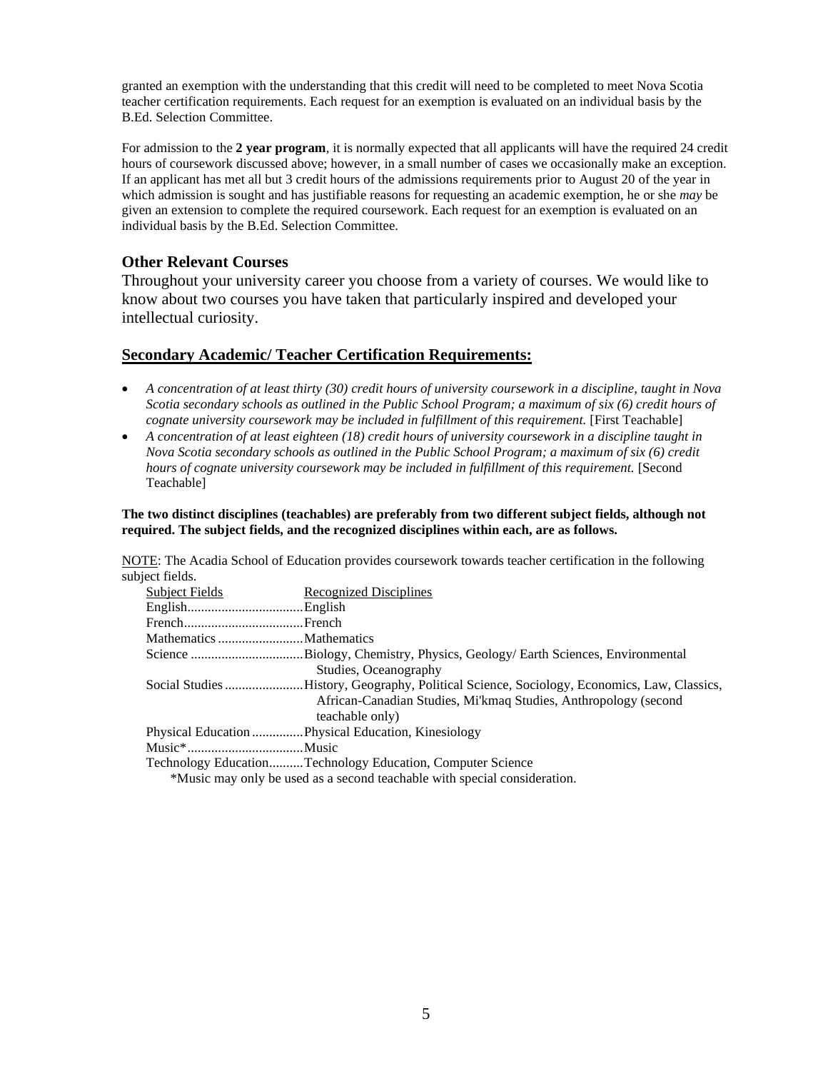granted an exemption with the understanding that this credit will need to be completed to meet Nova Scotia teacher certification requirements. Each request for an exemption is evaluated on an individual basis by the B.Ed. Selection Committee.

For admission to the **2 year program**, it is normally expected that all applicants will have the required 24 credit hours of coursework discussed above; however, in a small number of cases we occasionally make an exception. If an applicant has met all but 3 credit hours of the admissions requirements prior to August 20 of the year in which admission is sought and has justifiable reasons for requesting an academic exemption, he or she *may* be given an extension to complete the required coursework. Each request for an exemption is evaluated on an individual basis by the B.Ed. Selection Committee.

### Other Relevant Courses

Throughout your university career you choose from a variety of courses. We would like to know about two courses you have taken that particularly inspired and developed your intellectual curiosity.

### Secondary Academic/ Teacher Certification Requirements:

- *A concentration of at least thirty (30) credit hours of university coursework in a discipline, taught in Nova Scotia secondary schools as outlined in the Public School Program; a maximum of six (6) credit hours of cognate university coursework may be included in fulfillment of this requirement.* [First Teachable]
- *A concentration of at least eighteen (18) credit hours of university coursework in a discipline taught in Nova Scotia secondary schools as outlined in the Public School Program; a maximum of six (6) credit hours of cognate university coursework may be included in fulfillment of this requirement.* [Second Teachable]

**The two distinct disciplines (teachables) are preferably from two different subject fields, although not required. The subject fields, and the recognized disciplines within each, are as follows.**

NOTE: The Acadia School of Education provides coursework towards teacher certification in the following subject fields.

| Subject Fields | Recognized Disciplines |
|---|---|
| English | English |
| French | French |
| Mathematics | Mathematics |
| Science | Biology, Chemistry, Physics, Geology/ Earth Sciences, Environmental Studies, Oceanography |
| Social Studies | History, Geography, Political Science, Sociology, Economics, Law, Classics, African-Canadian Studies, Mi'kmaq Studies, Anthropology (second teachable only) |
| Physical Education | Physical Education, Kinesiology |
| Music* | Music |
| Technology Education | Technology Education, Computer Science |

*Music may only be used as a second teachable with special consideration.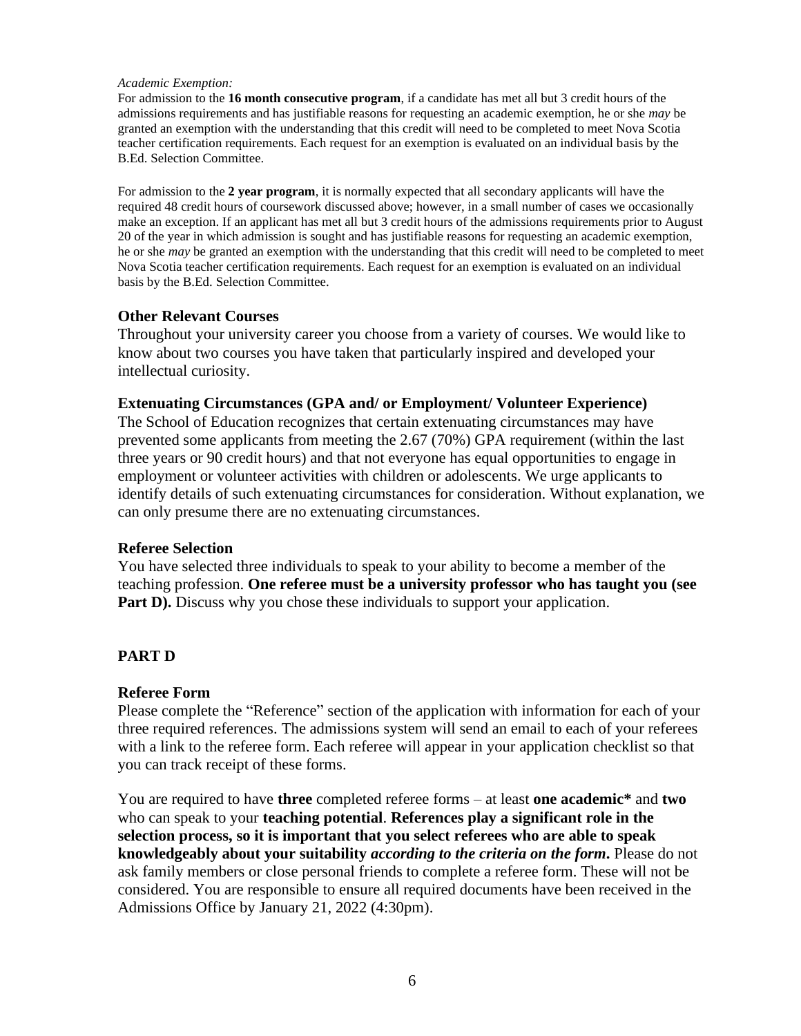*Academic Exemption:*

For admission to the **16 month consecutive program**, if a candidate has met all but 3 credit hours of the admissions requirements and has justifiable reasons for requesting an academic exemption, he or she *may* be granted an exemption with the understanding that this credit will need to be completed to meet Nova Scotia teacher certification requirements. Each request for an exemption is evaluated on an individual basis by the B.Ed. Selection Committee.

For admission to the **2 year program**, it is normally expected that all secondary applicants will have the required 48 credit hours of coursework discussed above; however, in a small number of cases we occasionally make an exception. If an applicant has met all but 3 credit hours of the admissions requirements prior to August 20 of the year in which admission is sought and has justifiable reasons for requesting an academic exemption, he or she *may* be granted an exemption with the understanding that this credit will need to be completed to meet Nova Scotia teacher certification requirements. Each request for an exemption is evaluated on an individual basis by the B.Ed. Selection Committee.

### Other Relevant Courses

Throughout your university career you choose from a variety of courses. We would like to know about two courses you have taken that particularly inspired and developed your intellectual curiosity.

### Extenuating Circumstances (GPA and/ or Employment/ Volunteer Experience)

The School of Education recognizes that certain extenuating circumstances may have prevented some applicants from meeting the 2.67 (70%) GPA requirement (within the last three years or 90 credit hours) and that not everyone has equal opportunities to engage in employment or volunteer activities with children or adolescents. We urge applicants to identify details of such extenuating circumstances for consideration. Without explanation, we can only presume there are no extenuating circumstances.

### Referee Selection

You have selected three individuals to speak to your ability to become a member of the teaching profession. **One referee must be a university professor who has taught you (see Part D).** Discuss why you chose these individuals to support your application.

## PART D

### Referee Form

Please complete the "Reference" section of the application with information for each of your three required references. The admissions system will send an email to each of your referees with a link to the referee form. Each referee will appear in your application checklist so that you can track receipt of these forms.

You are required to have **three** completed referee forms – at least **one academic*** and **two** who can speak to your **teaching potential**. **References play a significant role in the selection process, so it is important that you select referees who are able to speak knowledgeably about your suitability *according to the criteria on the form*.** Please do not ask family members or close personal friends to complete a referee form. These will not be considered. You are responsible to ensure all required documents have been received in the Admissions Office by January 21, 2022 (4:30pm).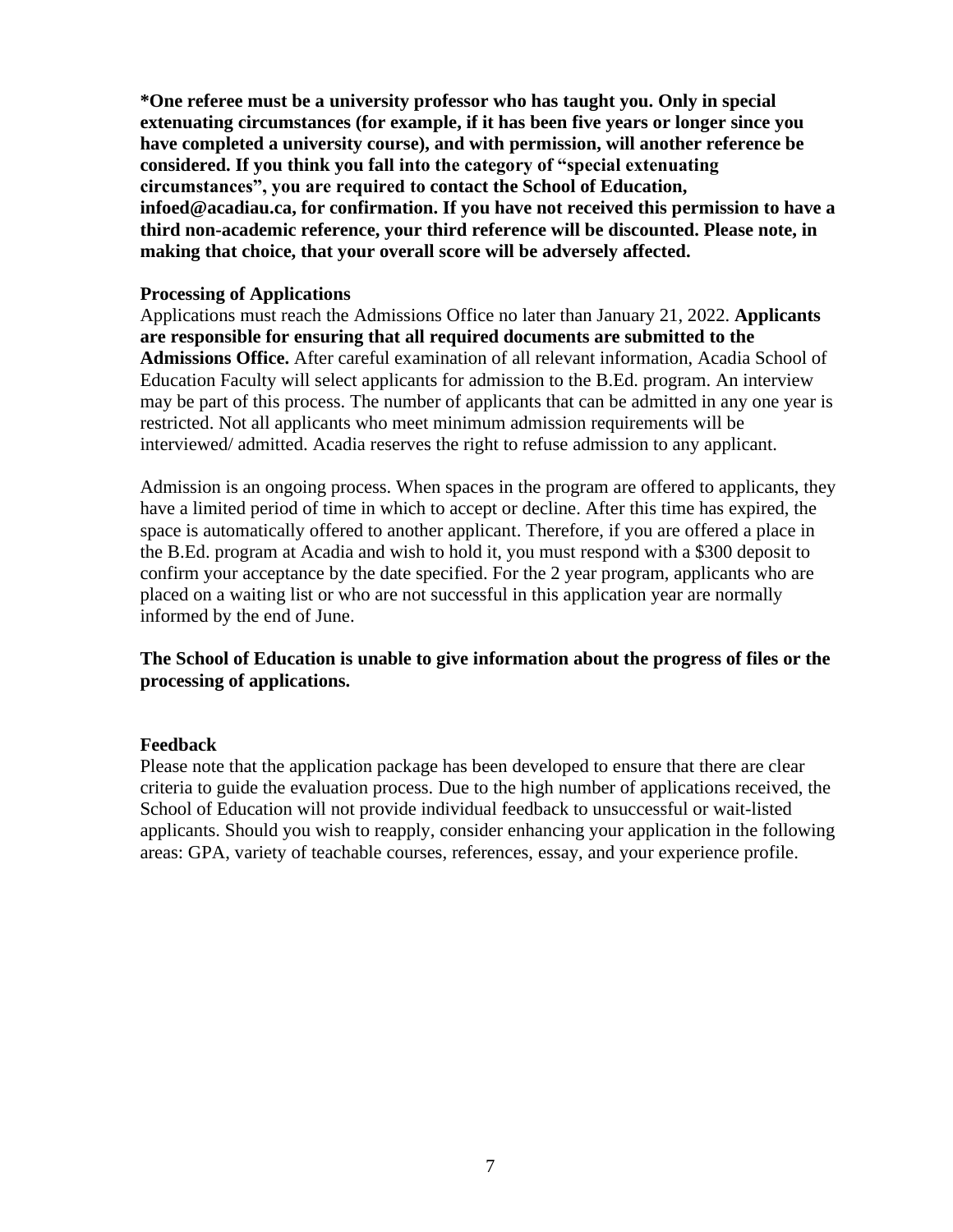**\*One referee must be a university professor who has taught you. Only in special extenuating circumstances (for example, if it has been five years or longer since you have completed a university course), and with permission, will another reference be considered. If you think you fall into the category of "special extenuating circumstances", you are required to contact the School of Education, infoed@acadiau.ca, for confirmation. If you have not received this permission to have a third non-academic reference, your third reference will be discounted. Please note, in making that choice, that your overall score will be adversely affected.**

**Processing of Applications**

Applications must reach the Admissions Office no later than January 21, 2022. **Applicants are responsible for ensuring that all required documents are submitted to the Admissions Office.** After careful examination of all relevant information, Acadia School of Education Faculty will select applicants for admission to the B.Ed. program. An interview may be part of this process. The number of applicants that can be admitted in any one year is restricted. Not all applicants who meet minimum admission requirements will be interviewed/ admitted. Acadia reserves the right to refuse admission to any applicant.

Admission is an ongoing process. When spaces in the program are offered to applicants, they have a limited period of time in which to accept or decline. After this time has expired, the space is automatically offered to another applicant. Therefore, if you are offered a place in the B.Ed. program at Acadia and wish to hold it, you must respond with a $300 deposit to confirm your acceptance by the date specified. For the 2 year program, applicants who are placed on a waiting list or who are not successful in this application year are normally informed by the end of June.

**The School of Education is unable to give information about the progress of files or the processing of applications.**

**Feedback**

Please note that the application package has been developed to ensure that there are clear criteria to guide the evaluation process. Due to the high number of applications received, the School of Education will not provide individual feedback to unsuccessful or wait-listed applicants. Should you wish to reapply, consider enhancing your application in the following areas: GPA, variety of teachable courses, references, essay, and your experience profile.